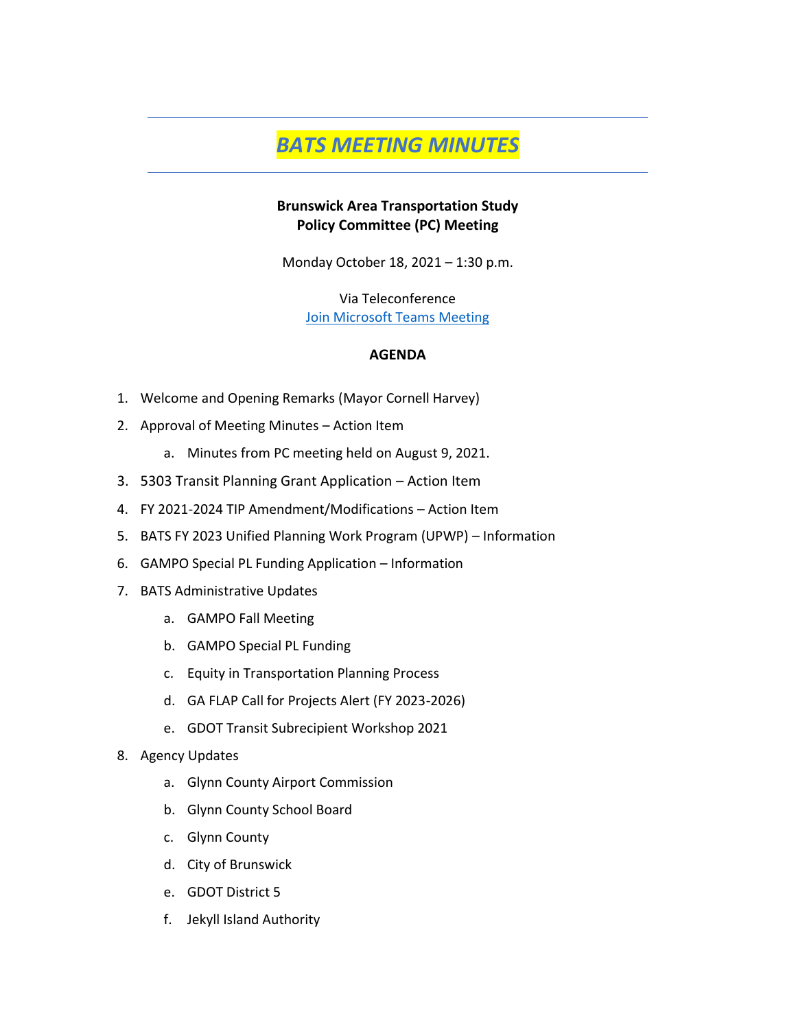# *BATS MEETING MINUTES*

**Brunswick Area Transportation Study**
**Policy Committee (PC) Meeting**

Monday October 18, 2021 – 1:30 p.m.

Via Teleconference
[Join Microsoft Teams Meeting]

**AGENDA**

1. Welcome and Opening Remarks (Mayor Cornell Harvey)
2. Approval of Meeting Minutes – Action Item
   a. Minutes from PC meeting held on August 9, 2021.
3. 5303 Transit Planning Grant Application – Action Item
4. FY 2021-2024 TIP Amendment/Modifications – Action Item
5. BATS FY 2023 Unified Planning Work Program (UPWP) – Information
6. GAMPO Special PL Funding Application – Information
7. BATS Administrative Updates
   a. GAMPO Fall Meeting
   b. GAMPO Special PL Funding
   c. Equity in Transportation Planning Process
   d. GA FLAP Call for Projects Alert (FY 2023-2026)
   e. GDOT Transit Subrecipient Workshop 2021
8. Agency Updates
   a. Glynn County Airport Commission
   b. Glynn County School Board
   c. Glynn County
   d. City of Brunswick
   e. GDOT District 5
   f. Jekyll Island Authority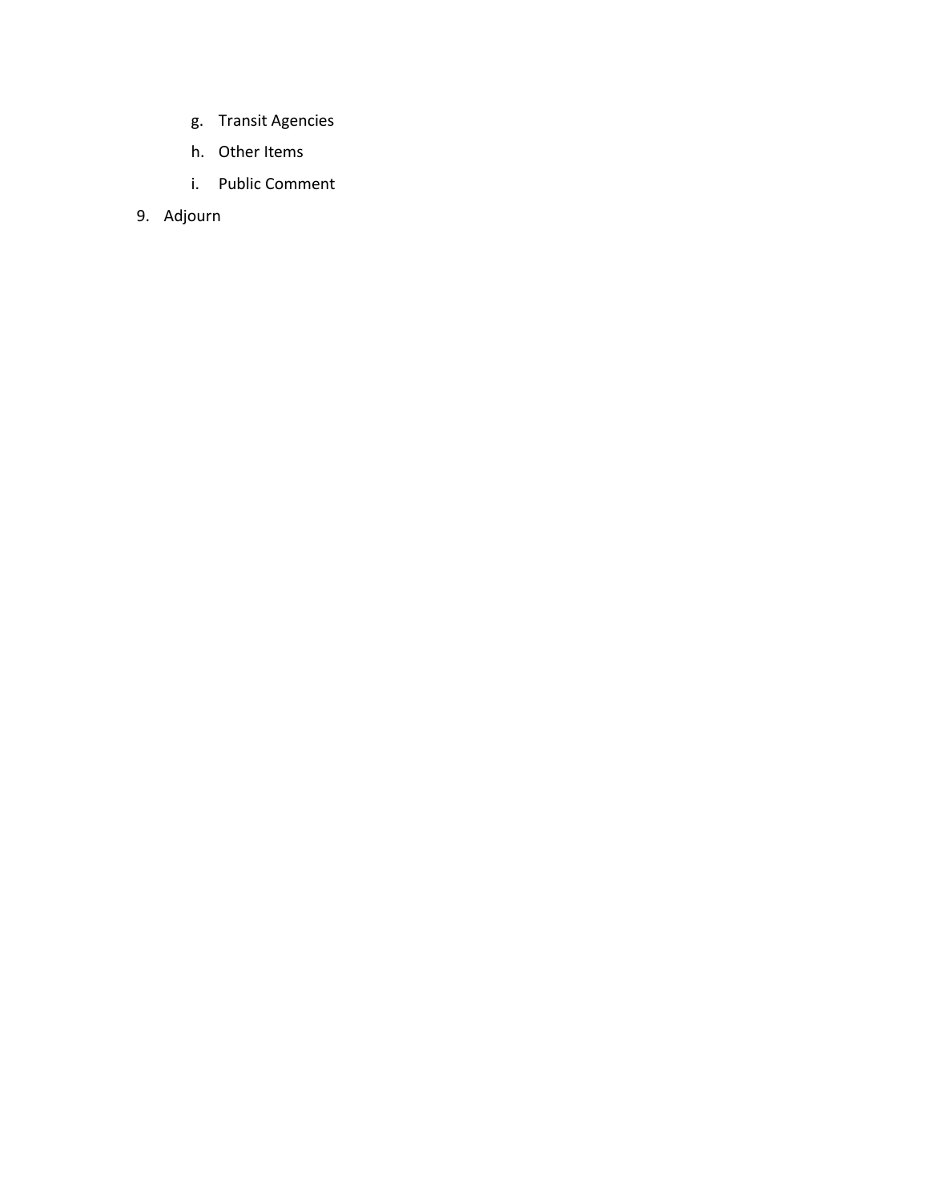g. Transit Agencies
   h. Other Items
   i. Public Comment
9. Adjourn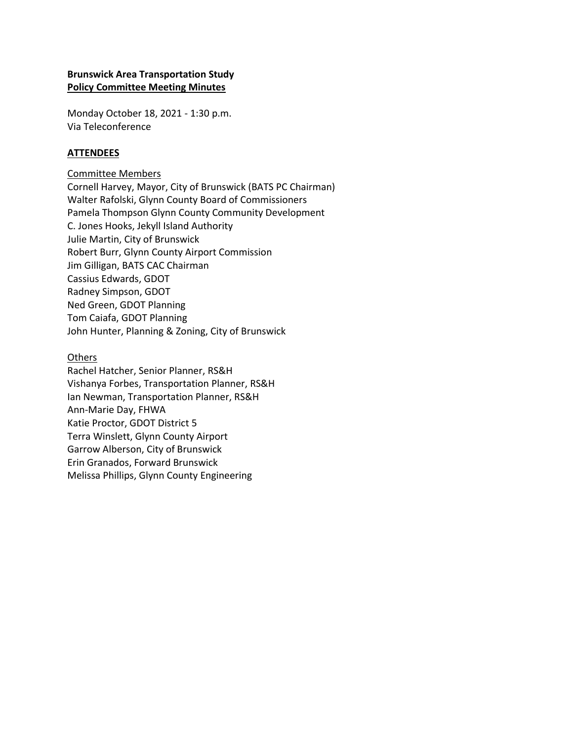**Brunswick Area Transportation Study**
**Policy Committee Meeting Minutes**

Monday October 18, 2021 - 1:30 p.m.
Via Teleconference

**ATTENDEES**

Committee Members
Cornell Harvey, Mayor, City of Brunswick (BATS PC Chairman)
Walter Rafolski, Glynn County Board of Commissioners
Pamela Thompson Glynn County Community Development
C. Jones Hooks, Jekyll Island Authority
Julie Martin, City of Brunswick
Robert Burr, Glynn County Airport Commission
Jim Gilligan, BATS CAC Chairman
Cassius Edwards, GDOT
Radney Simpson, GDOT
Ned Green, GDOT Planning
Tom Caiafa, GDOT Planning
John Hunter, Planning & Zoning, City of Brunswick

Others
Rachel Hatcher, Senior Planner, RS&H
Vishanya Forbes, Transportation Planner, RS&H
Ian Newman, Transportation Planner, RS&H
Ann-Marie Day, FHWA
Katie Proctor, GDOT District 5
Terra Winslett, Glynn County Airport
Garrow Alberson, City of Brunswick
Erin Granados, Forward Brunswick
Melissa Phillips, Glynn County Engineering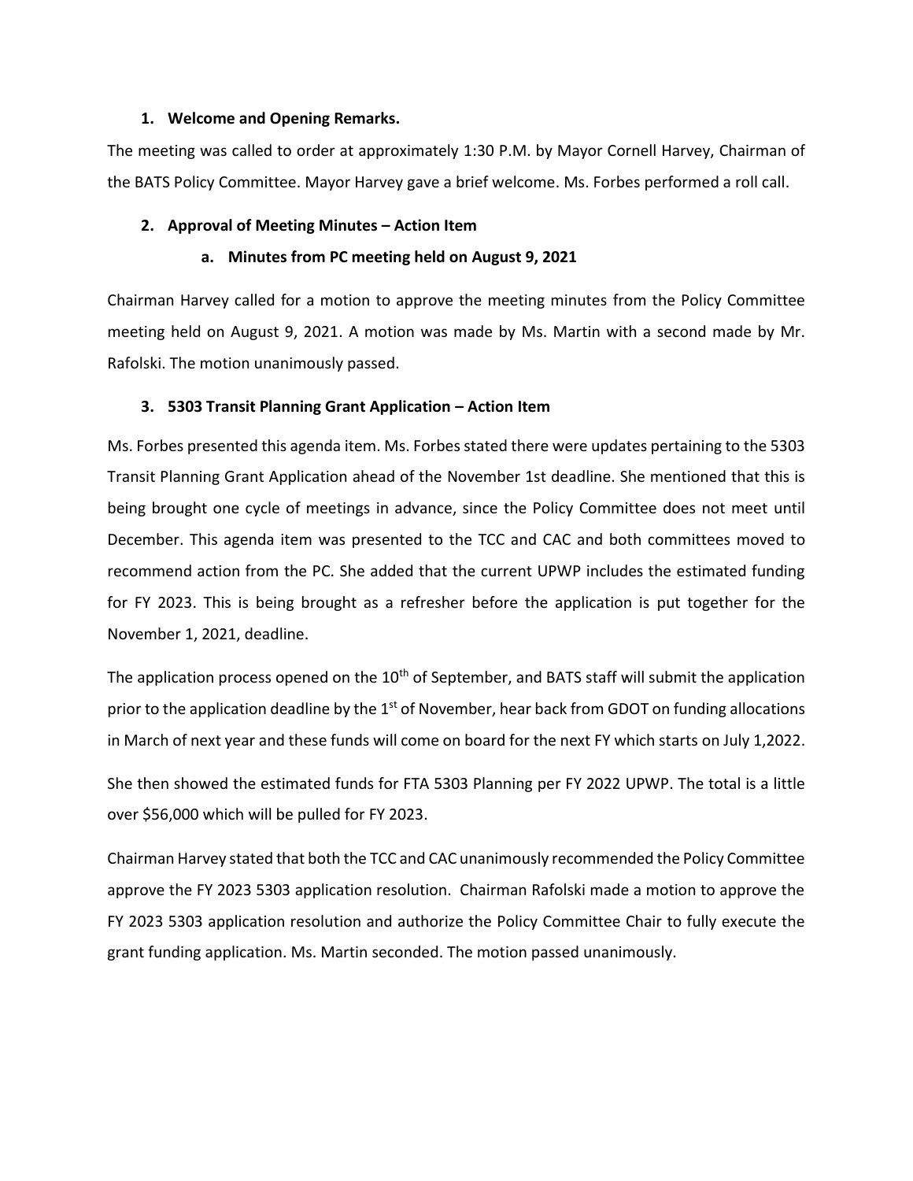### 1. Welcome and Opening Remarks.

The meeting was called to order at approximately 1:30 P.M. by Mayor Cornell Harvey, Chairman of the BATS Policy Committee. Mayor Harvey gave a brief welcome. Ms. Forbes performed a roll call.

### 2. Approval of Meeting Minutes – Action Item

#### a. Minutes from PC meeting held on August 9, 2021

Chairman Harvey called for a motion to approve the meeting minutes from the Policy Committee meeting held on August 9, 2021. A motion was made by Ms. Martin with a second made by Mr. Rafolski. The motion unanimously passed.

### 3. 5303 Transit Planning Grant Application – Action Item

Ms. Forbes presented this agenda item. Ms. Forbes stated there were updates pertaining to the 5303 Transit Planning Grant Application ahead of the November 1st deadline. She mentioned that this is being brought one cycle of meetings in advance, since the Policy Committee does not meet until December. This agenda item was presented to the TCC and CAC and both committees moved to recommend action from the PC. She added that the current UPWP includes the estimated funding for FY 2023. This is being brought as a refresher before the application is put together for the November 1, 2021, deadline.

The application process opened on the 10th of September, and BATS staff will submit the application prior to the application deadline by the 1st of November, hear back from GDOT on funding allocations in March of next year and these funds will come on board for the next FY which starts on July 1,2022.

She then showed the estimated funds for FTA 5303 Planning per FY 2022 UPWP. The total is a little over $56,000 which will be pulled for FY 2023.

Chairman Harvey stated that both the TCC and CAC unanimously recommended the Policy Committee approve the FY 2023 5303 application resolution. Chairman Rafolski made a motion to approve the FY 2023 5303 application resolution and authorize the Policy Committee Chair to fully execute the grant funding application. Ms. Martin seconded. The motion passed unanimously.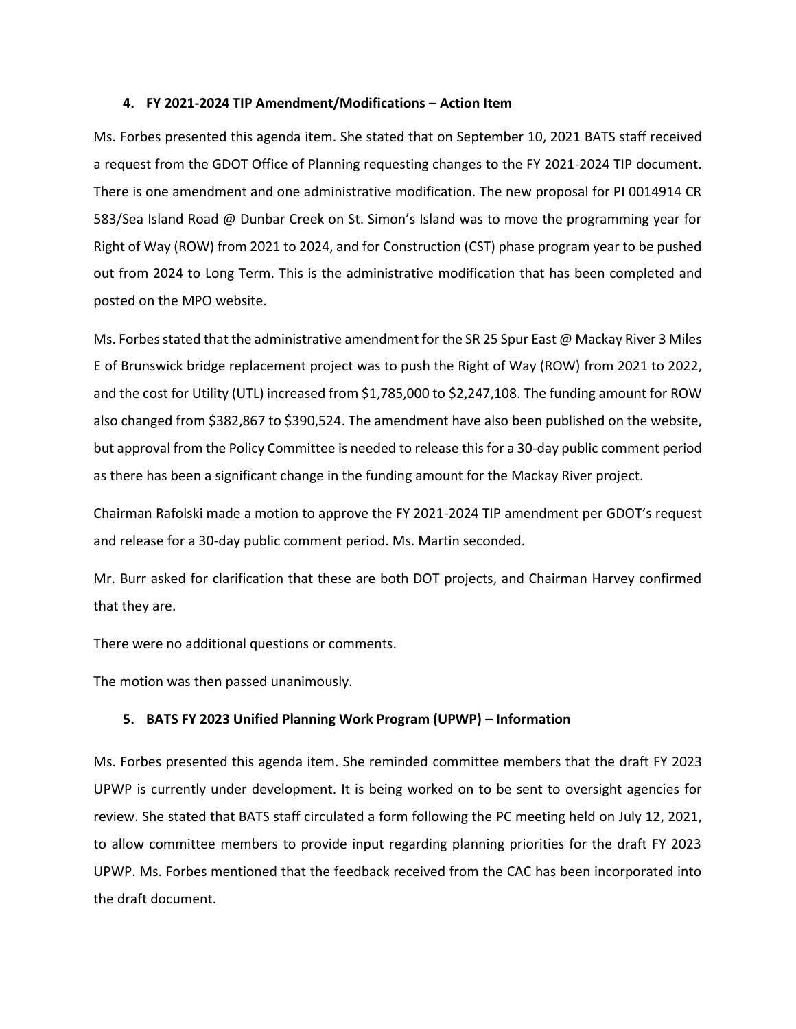### 4. FY 2021-2024 TIP Amendment/Modifications – Action Item

Ms. Forbes presented this agenda item. She stated that on September 10, 2021 BATS staff received a request from the GDOT Office of Planning requesting changes to the FY 2021-2024 TIP document. There is one amendment and one administrative modification. The new proposal for PI 0014914 CR 583/Sea Island Road @ Dunbar Creek on St. Simon's Island was to move the programming year for Right of Way (ROW) from 2021 to 2024, and for Construction (CST) phase program year to be pushed out from 2024 to Long Term. This is the administrative modification that has been completed and posted on the MPO website.

Ms. Forbes stated that the administrative amendment for the SR 25 Spur East @ Mackay River 3 Miles E of Brunswick bridge replacement project was to push the Right of Way (ROW) from 2021 to 2022, and the cost for Utility (UTL) increased from $1,785,000 to $2,247,108. The funding amount for ROW also changed from $382,867 to $390,524. The amendment have also been published on the website, but approval from the Policy Committee is needed to release this for a 30-day public comment period as there has been a significant change in the funding amount for the Mackay River project.

Chairman Rafolski made a motion to approve the FY 2021-2024 TIP amendment per GDOT's request and release for a 30-day public comment period. Ms. Martin seconded.

Mr. Burr asked for clarification that these are both DOT projects, and Chairman Harvey confirmed that they are.

There were no additional questions or comments.

The motion was then passed unanimously.

### 5. BATS FY 2023 Unified Planning Work Program (UPWP) – Information

Ms. Forbes presented this agenda item. She reminded committee members that the draft FY 2023 UPWP is currently under development. It is being worked on to be sent to oversight agencies for review. She stated that BATS staff circulated a form following the PC meeting held on July 12, 2021, to allow committee members to provide input regarding planning priorities for the draft FY 2023 UPWP. Ms. Forbes mentioned that the feedback received from the CAC has been incorporated into the draft document.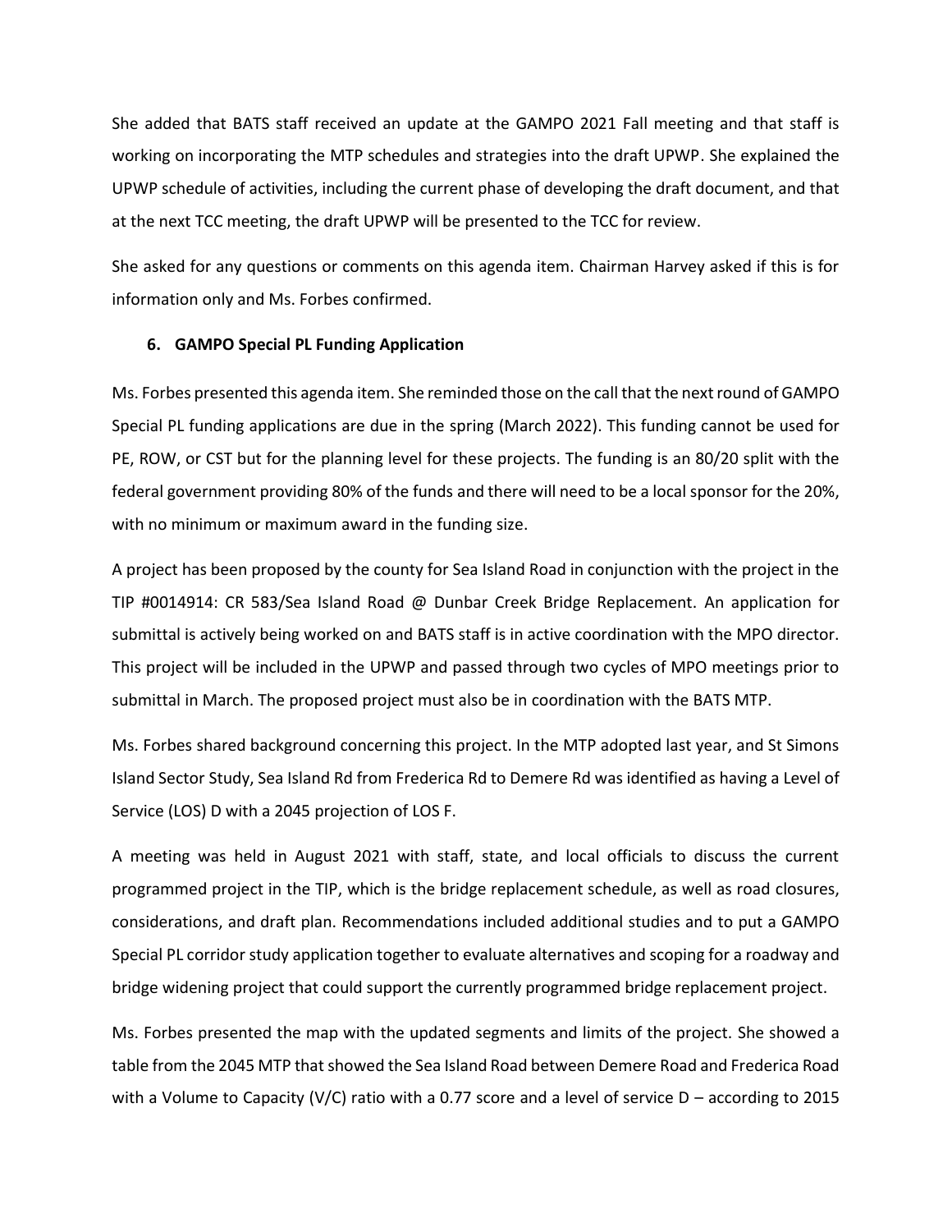She added that BATS staff received an update at the GAMPO 2021 Fall meeting and that staff is working on incorporating the MTP schedules and strategies into the draft UPWP. She explained the UPWP schedule of activities, including the current phase of developing the draft document, and that at the next TCC meeting, the draft UPWP will be presented to the TCC for review.

She asked for any questions or comments on this agenda item. Chairman Harvey asked if this is for information only and Ms. Forbes confirmed.

**6. GAMPO Special PL Funding Application**

Ms. Forbes presented this agenda item. She reminded those on the call that the next round of GAMPO Special PL funding applications are due in the spring (March 2022). This funding cannot be used for PE, ROW, or CST but for the planning level for these projects. The funding is an 80/20 split with the federal government providing 80% of the funds and there will need to be a local sponsor for the 20%, with no minimum or maximum award in the funding size.

A project has been proposed by the county for Sea Island Road in conjunction with the project in the TIP #0014914: CR 583/Sea Island Road @ Dunbar Creek Bridge Replacement. An application for submittal is actively being worked on and BATS staff is in active coordination with the MPO director. This project will be included in the UPWP and passed through two cycles of MPO meetings prior to submittal in March. The proposed project must also be in coordination with the BATS MTP.

Ms. Forbes shared background concerning this project. In the MTP adopted last year, and St Simons Island Sector Study, Sea Island Rd from Frederica Rd to Demere Rd was identified as having a Level of Service (LOS) D with a 2045 projection of LOS F.

A meeting was held in August 2021 with staff, state, and local officials to discuss the current programmed project in the TIP, which is the bridge replacement schedule, as well as road closures, considerations, and draft plan. Recommendations included additional studies and to put a GAMPO Special PL corridor study application together to evaluate alternatives and scoping for a roadway and bridge widening project that could support the currently programmed bridge replacement project.

Ms. Forbes presented the map with the updated segments and limits of the project. She showed a table from the 2045 MTP that showed the Sea Island Road between Demere Road and Frederica Road with a Volume to Capacity (V/C) ratio with a 0.77 score and a level of service D – according to 2015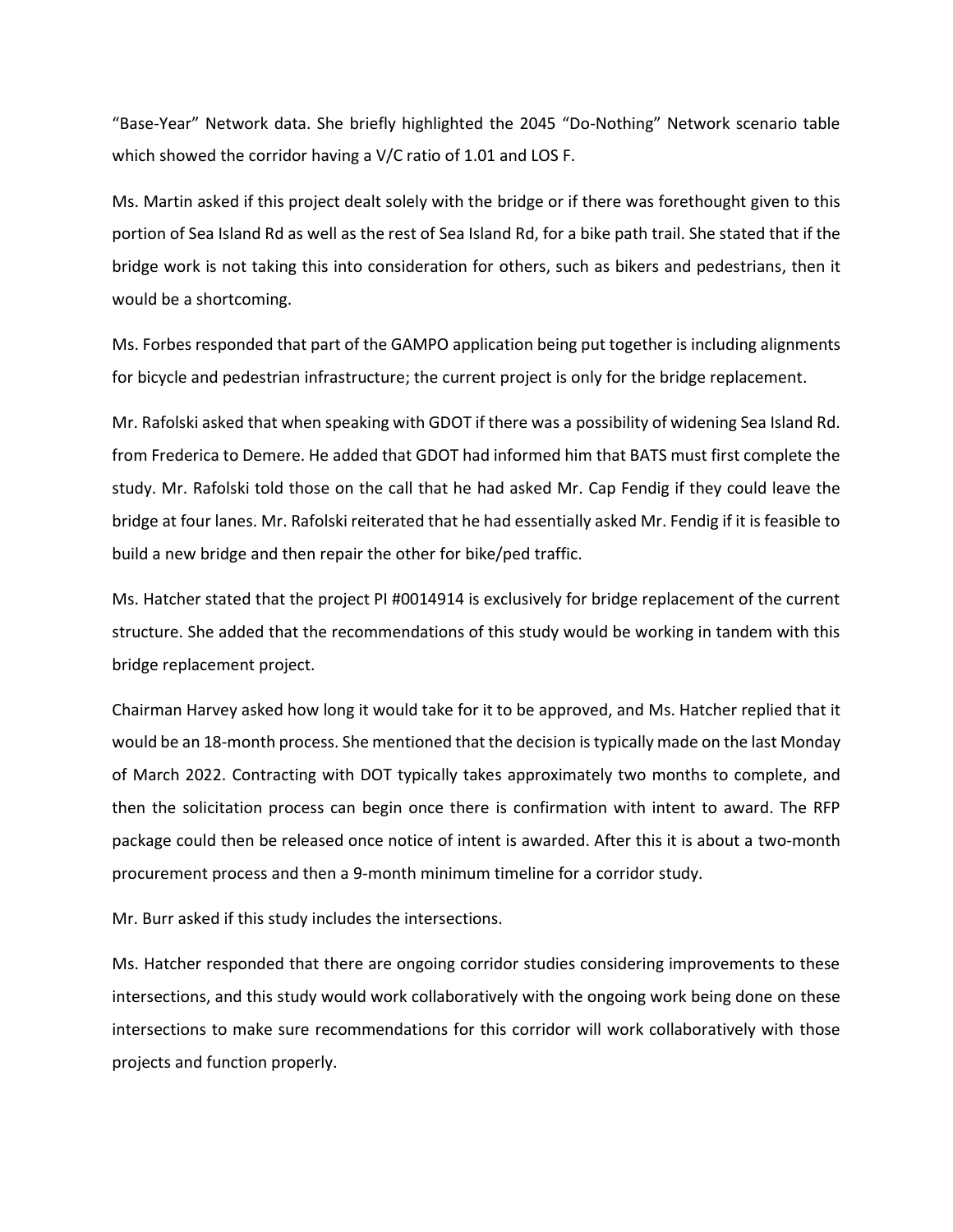"Base-Year" Network data. She briefly highlighted the 2045 "Do-Nothing" Network scenario table which showed the corridor having a V/C ratio of 1.01 and LOS F.

Ms. Martin asked if this project dealt solely with the bridge or if there was forethought given to this portion of Sea Island Rd as well as the rest of Sea Island Rd, for a bike path trail. She stated that if the bridge work is not taking this into consideration for others, such as bikers and pedestrians, then it would be a shortcoming.

Ms. Forbes responded that part of the GAMPO application being put together is including alignments for bicycle and pedestrian infrastructure; the current project is only for the bridge replacement.

Mr. Rafolski asked that when speaking with GDOT if there was a possibility of widening Sea Island Rd. from Frederica to Demere. He added that GDOT had informed him that BATS must first complete the study. Mr. Rafolski told those on the call that he had asked Mr. Cap Fendig if they could leave the bridge at four lanes. Mr. Rafolski reiterated that he had essentially asked Mr. Fendig if it is feasible to build a new bridge and then repair the other for bike/ped traffic.

Ms. Hatcher stated that the project PI #0014914 is exclusively for bridge replacement of the current structure. She added that the recommendations of this study would be working in tandem with this bridge replacement project.

Chairman Harvey asked how long it would take for it to be approved, and Ms. Hatcher replied that it would be an 18-month process. She mentioned that the decision is typically made on the last Monday of March 2022. Contracting with DOT typically takes approximately two months to complete, and then the solicitation process can begin once there is confirmation with intent to award. The RFP package could then be released once notice of intent is awarded. After this it is about a two-month procurement process and then a 9-month minimum timeline for a corridor study.

Mr. Burr asked if this study includes the intersections.

Ms. Hatcher responded that there are ongoing corridor studies considering improvements to these intersections, and this study would work collaboratively with the ongoing work being done on these intersections to make sure recommendations for this corridor will work collaboratively with those projects and function properly.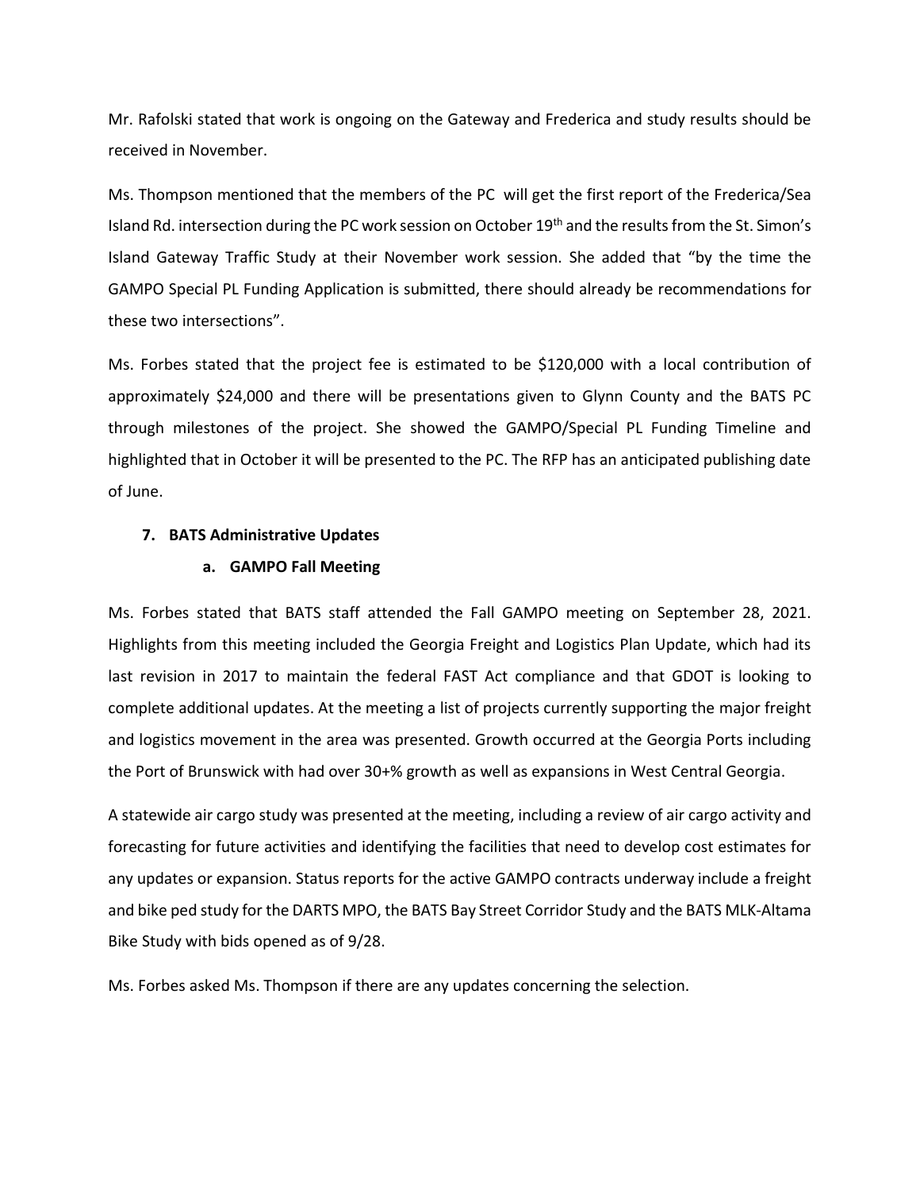Mr. Rafolski stated that work is ongoing on the Gateway and Frederica and study results should be received in November.

Ms. Thompson mentioned that the members of the PC will get the first report of the Frederica/Sea Island Rd. intersection during the PC work session on October 19th and the results from the St. Simon's Island Gateway Traffic Study at their November work session. She added that "by the time the GAMPO Special PL Funding Application is submitted, there should already be recommendations for these two intersections".

Ms. Forbes stated that the project fee is estimated to be $120,000 with a local contribution of approximately $24,000 and there will be presentations given to Glynn County and the BATS PC through milestones of the project. She showed the GAMPO/Special PL Funding Timeline and highlighted that in October it will be presented to the PC. The RFP has an anticipated publishing date of June.

**7. BATS Administrative Updates**

**a. GAMPO Fall Meeting**

Ms. Forbes stated that BATS staff attended the Fall GAMPO meeting on September 28, 2021. Highlights from this meeting included the Georgia Freight and Logistics Plan Update, which had its last revision in 2017 to maintain the federal FAST Act compliance and that GDOT is looking to complete additional updates. At the meeting a list of projects currently supporting the major freight and logistics movement in the area was presented. Growth occurred at the Georgia Ports including the Port of Brunswick with had over 30+% growth as well as expansions in West Central Georgia.

A statewide air cargo study was presented at the meeting, including a review of air cargo activity and forecasting for future activities and identifying the facilities that need to develop cost estimates for any updates or expansion. Status reports for the active GAMPO contracts underway include a freight and bike ped study for the DARTS MPO, the BATS Bay Street Corridor Study and the BATS MLK-Altama Bike Study with bids opened as of 9/28.

Ms. Forbes asked Ms. Thompson if there are any updates concerning the selection.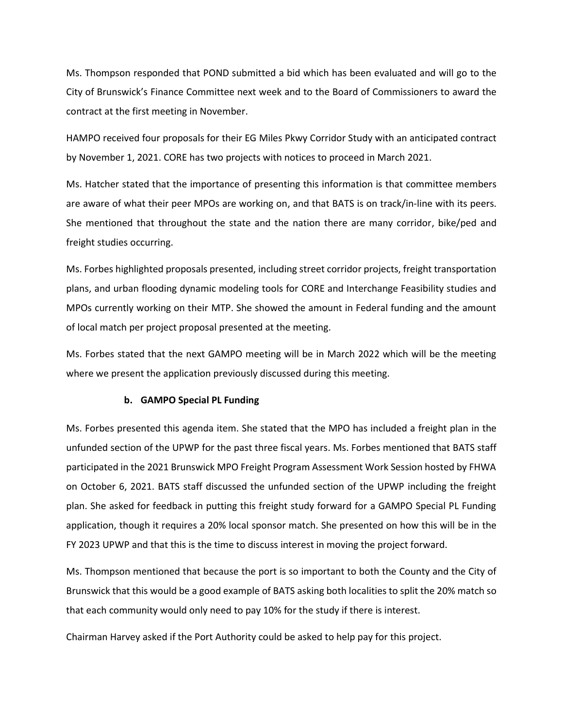Ms. Thompson responded that POND submitted a bid which has been evaluated and will go to the City of Brunswick's Finance Committee next week and to the Board of Commissioners to award the contract at the first meeting in November.

HAMPO received four proposals for their EG Miles Pkwy Corridor Study with an anticipated contract by November 1, 2021. CORE has two projects with notices to proceed in March 2021.

Ms. Hatcher stated that the importance of presenting this information is that committee members are aware of what their peer MPOs are working on, and that BATS is on track/in-line with its peers. She mentioned that throughout the state and the nation there are many corridor, bike/ped and freight studies occurring.

Ms. Forbes highlighted proposals presented, including street corridor projects, freight transportation plans, and urban flooding dynamic modeling tools for CORE and Interchange Feasibility studies and MPOs currently working on their MTP. She showed the amount in Federal funding and the amount of local match per project proposal presented at the meeting.

Ms. Forbes stated that the next GAMPO meeting will be in March 2022 which will be the meeting where we present the application previously discussed during this meeting.

**b. GAMPO Special PL Funding**

Ms. Forbes presented this agenda item. She stated that the MPO has included a freight plan in the unfunded section of the UPWP for the past three fiscal years. Ms. Forbes mentioned that BATS staff participated in the 2021 Brunswick MPO Freight Program Assessment Work Session hosted by FHWA on October 6, 2021. BATS staff discussed the unfunded section of the UPWP including the freight plan. She asked for feedback in putting this freight study forward for a GAMPO Special PL Funding application, though it requires a 20% local sponsor match. She presented on how this will be in the FY 2023 UPWP and that this is the time to discuss interest in moving the project forward.

Ms. Thompson mentioned that because the port is so important to both the County and the City of Brunswick that this would be a good example of BATS asking both localities to split the 20% match so that each community would only need to pay 10% for the study if there is interest.

Chairman Harvey asked if the Port Authority could be asked to help pay for this project.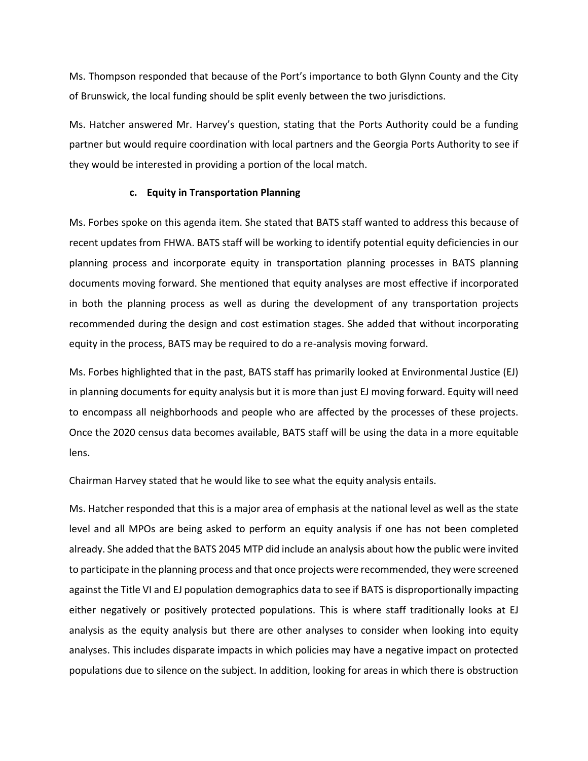Ms. Thompson responded that because of the Port's importance to both Glynn County and the City of Brunswick, the local funding should be split evenly between the two jurisdictions.

Ms. Hatcher answered Mr. Harvey's question, stating that the Ports Authority could be a funding partner but would require coordination with local partners and the Georgia Ports Authority to see if they would be interested in providing a portion of the local match.

**c. Equity in Transportation Planning**

Ms. Forbes spoke on this agenda item. She stated that BATS staff wanted to address this because of recent updates from FHWA. BATS staff will be working to identify potential equity deficiencies in our planning process and incorporate equity in transportation planning processes in BATS planning documents moving forward. She mentioned that equity analyses are most effective if incorporated in both the planning process as well as during the development of any transportation projects recommended during the design and cost estimation stages. She added that without incorporating equity in the process, BATS may be required to do a re-analysis moving forward.

Ms. Forbes highlighted that in the past, BATS staff has primarily looked at Environmental Justice (EJ) in planning documents for equity analysis but it is more than just EJ moving forward. Equity will need to encompass all neighborhoods and people who are affected by the processes of these projects. Once the 2020 census data becomes available, BATS staff will be using the data in a more equitable lens.

Chairman Harvey stated that he would like to see what the equity analysis entails.

Ms. Hatcher responded that this is a major area of emphasis at the national level as well as the state level and all MPOs are being asked to perform an equity analysis if one has not been completed already. She added that the BATS 2045 MTP did include an analysis about how the public were invited to participate in the planning process and that once projects were recommended, they were screened against the Title VI and EJ population demographics data to see if BATS is disproportionally impacting either negatively or positively protected populations. This is where staff traditionally looks at EJ analysis as the equity analysis but there are other analyses to consider when looking into equity analyses. This includes disparate impacts in which policies may have a negative impact on protected populations due to silence on the subject. In addition, looking for areas in which there is obstruction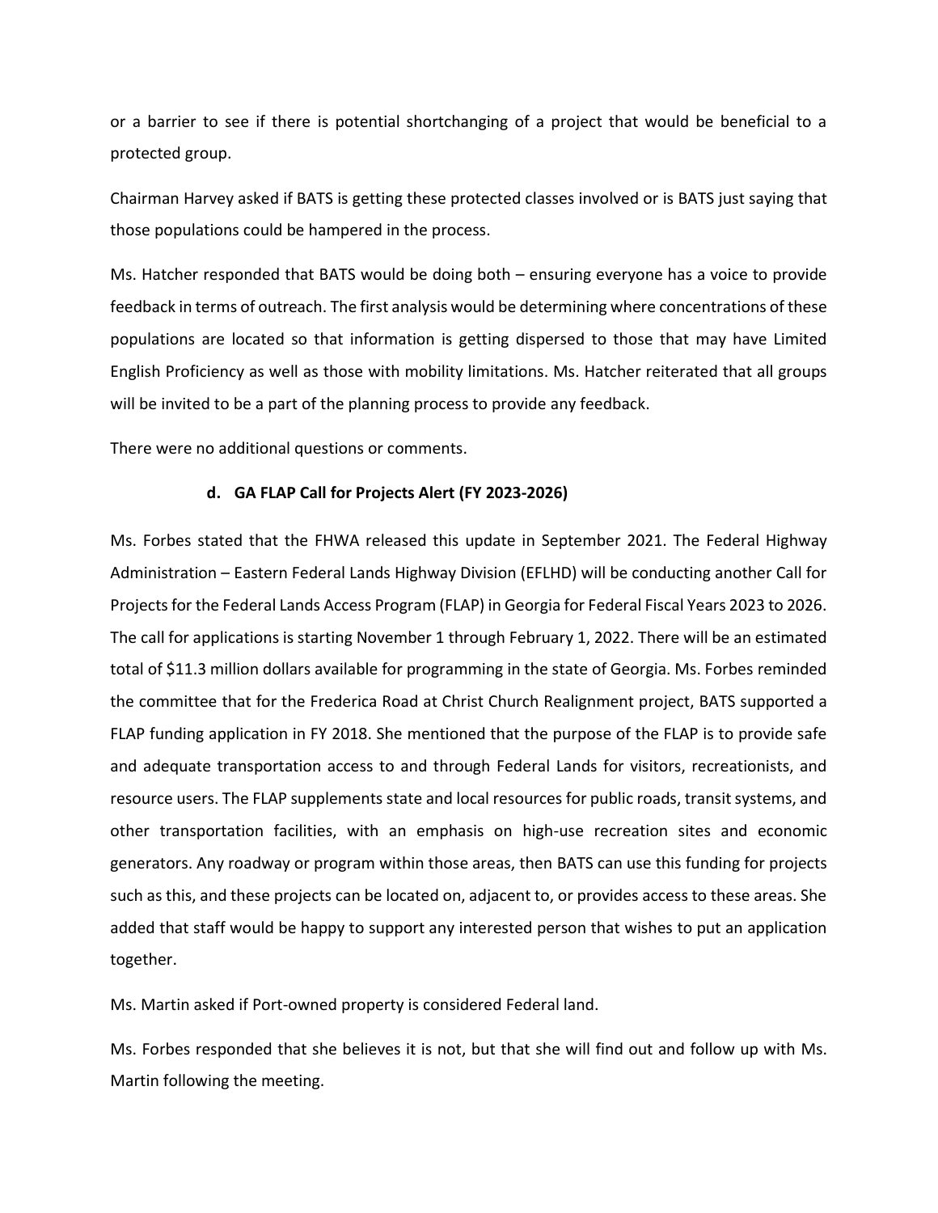or a barrier to see if there is potential shortchanging of a project that would be beneficial to a protected group.

Chairman Harvey asked if BATS is getting these protected classes involved or is BATS just saying that those populations could be hampered in the process.

Ms. Hatcher responded that BATS would be doing both – ensuring everyone has a voice to provide feedback in terms of outreach. The first analysis would be determining where concentrations of these populations are located so that information is getting dispersed to those that may have Limited English Proficiency as well as those with mobility limitations. Ms. Hatcher reiterated that all groups will be invited to be a part of the planning process to provide any feedback.

There were no additional questions or comments.

**d. GA FLAP Call for Projects Alert (FY 2023-2026)**

Ms. Forbes stated that the FHWA released this update in September 2021. The Federal Highway Administration – Eastern Federal Lands Highway Division (EFLHD) will be conducting another Call for Projects for the Federal Lands Access Program (FLAP) in Georgia for Federal Fiscal Years 2023 to 2026. The call for applications is starting November 1 through February 1, 2022. There will be an estimated total of $11.3 million dollars available for programming in the state of Georgia. Ms. Forbes reminded the committee that for the Frederica Road at Christ Church Realignment project, BATS supported a FLAP funding application in FY 2018. She mentioned that the purpose of the FLAP is to provide safe and adequate transportation access to and through Federal Lands for visitors, recreationists, and resource users. The FLAP supplements state and local resources for public roads, transit systems, and other transportation facilities, with an emphasis on high-use recreation sites and economic generators. Any roadway or program within those areas, then BATS can use this funding for projects such as this, and these projects can be located on, adjacent to, or provides access to these areas. She added that staff would be happy to support any interested person that wishes to put an application together.

Ms. Martin asked if Port-owned property is considered Federal land.

Ms. Forbes responded that she believes it is not, but that she will find out and follow up with Ms. Martin following the meeting.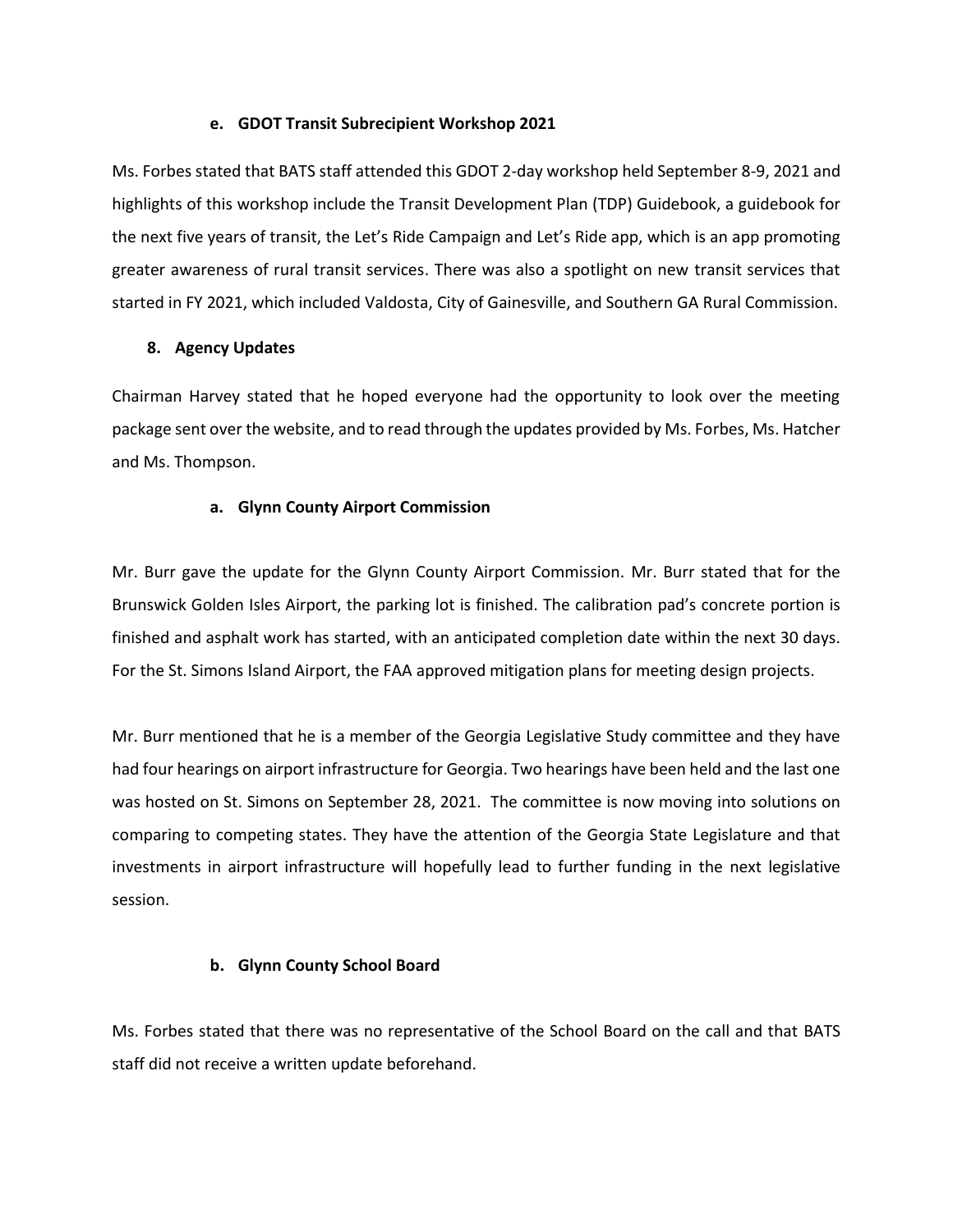### e. GDOT Transit Subrecipient Workshop 2021

Ms. Forbes stated that BATS staff attended this GDOT 2-day workshop held September 8-9, 2021 and highlights of this workshop include the Transit Development Plan (TDP) Guidebook, a guidebook for the next five years of transit, the Let's Ride Campaign and Let's Ride app, which is an app promoting greater awareness of rural transit services. There was also a spotlight on new transit services that started in FY 2021, which included Valdosta, City of Gainesville, and Southern GA Rural Commission.

## 8. Agency Updates

Chairman Harvey stated that he hoped everyone had the opportunity to look over the meeting package sent over the website, and to read through the updates provided by Ms. Forbes, Ms. Hatcher and Ms. Thompson.

### a. Glynn County Airport Commission

Mr. Burr gave the update for the Glynn County Airport Commission. Mr. Burr stated that for the Brunswick Golden Isles Airport, the parking lot is finished. The calibration pad's concrete portion is finished and asphalt work has started, with an anticipated completion date within the next 30 days. For the St. Simons Island Airport, the FAA approved mitigation plans for meeting design projects.

Mr. Burr mentioned that he is a member of the Georgia Legislative Study committee and they have had four hearings on airport infrastructure for Georgia. Two hearings have been held and the last one was hosted on St. Simons on September 28, 2021. The committee is now moving into solutions on comparing to competing states. They have the attention of the Georgia State Legislature and that investments in airport infrastructure will hopefully lead to further funding in the next legislative session.

### b. Glynn County School Board

Ms. Forbes stated that there was no representative of the School Board on the call and that BATS staff did not receive a written update beforehand.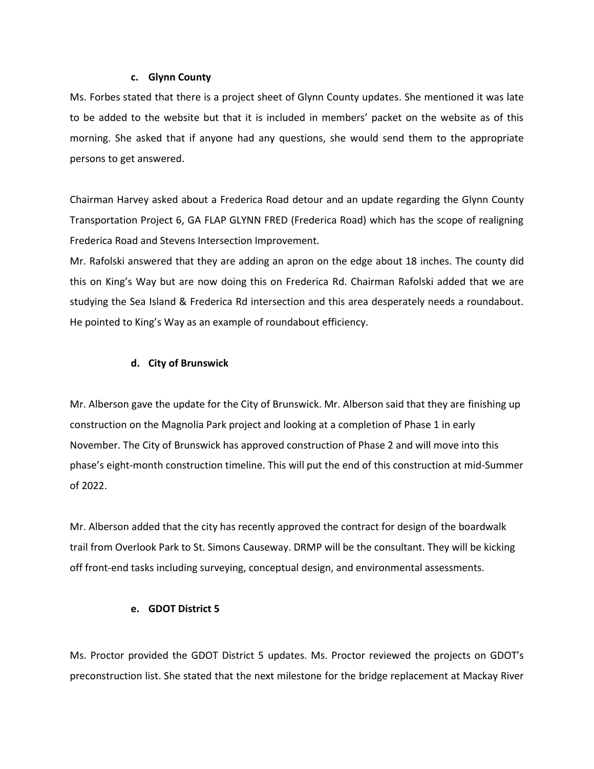### c. Glynn County

Ms. Forbes stated that there is a project sheet of Glynn County updates. She mentioned it was late to be added to the website but that it is included in members' packet on the website as of this morning. She asked that if anyone had any questions, she would send them to the appropriate persons to get answered.

Chairman Harvey asked about a Frederica Road detour and an update regarding the Glynn County Transportation Project 6, GA FLAP GLYNN FRED (Frederica Road) which has the scope of realigning Frederica Road and Stevens Intersection Improvement.
Mr. Rafolski answered that they are adding an apron on the edge about 18 inches. The county did this on King's Way but are now doing this on Frederica Rd. Chairman Rafolski added that we are studying the Sea Island & Frederica Rd intersection and this area desperately needs a roundabout. He pointed to King's Way as an example of roundabout efficiency.

### d. City of Brunswick

Mr. Alberson gave the update for the City of Brunswick. Mr. Alberson said that they are finishing up construction on the Magnolia Park project and looking at a completion of Phase 1 in early November. The City of Brunswick has approved construction of Phase 2 and will move into this phase's eight-month construction timeline. This will put the end of this construction at mid-Summer of 2022.

Mr. Alberson added that the city has recently approved the contract for design of the boardwalk trail from Overlook Park to St. Simons Causeway. DRMP will be the consultant. They will be kicking off front-end tasks including surveying, conceptual design, and environmental assessments.

### e. GDOT District 5

Ms. Proctor provided the GDOT District 5 updates. Ms. Proctor reviewed the projects on GDOT's preconstruction list. She stated that the next milestone for the bridge replacement at Mackay River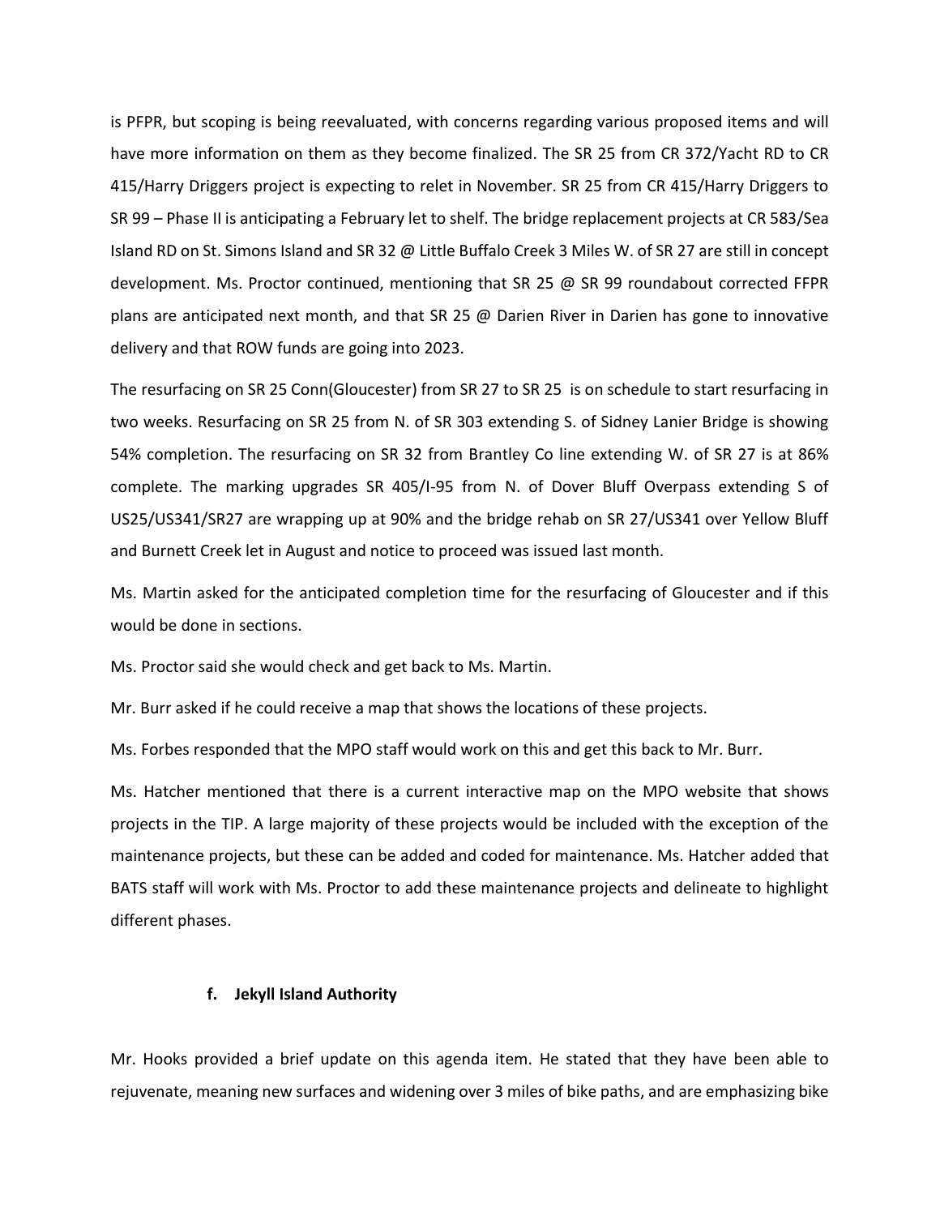is PFPR, but scoping is being reevaluated, with concerns regarding various proposed items and will have more information on them as they become finalized. The SR 25 from CR 372/Yacht RD to CR 415/Harry Driggers project is expecting to relet in November. SR 25 from CR 415/Harry Driggers to SR 99 – Phase II is anticipating a February let to shelf. The bridge replacement projects at CR 583/Sea Island RD on St. Simons Island and SR 32 @ Little Buffalo Creek 3 Miles W. of SR 27 are still in concept development. Ms. Proctor continued, mentioning that SR 25 @ SR 99 roundabout corrected FFPR plans are anticipated next month, and that SR 25 @ Darien River in Darien has gone to innovative delivery and that ROW funds are going into 2023.

The resurfacing on SR 25 Conn(Gloucester) from SR 27 to SR 25 is on schedule to start resurfacing in two weeks. Resurfacing on SR 25 from N. of SR 303 extending S. of Sidney Lanier Bridge is showing 54% completion. The resurfacing on SR 32 from Brantley Co line extending W. of SR 27 is at 86% complete. The marking upgrades SR 405/I-95 from N. of Dover Bluff Overpass extending S of US25/US341/SR27 are wrapping up at 90% and the bridge rehab on SR 27/US341 over Yellow Bluff and Burnett Creek let in August and notice to proceed was issued last month.

Ms. Martin asked for the anticipated completion time for the resurfacing of Gloucester and if this would be done in sections.

Ms. Proctor said she would check and get back to Ms. Martin.

Mr. Burr asked if he could receive a map that shows the locations of these projects.

Ms. Forbes responded that the MPO staff would work on this and get this back to Mr. Burr.

Ms. Hatcher mentioned that there is a current interactive map on the MPO website that shows projects in the TIP. A large majority of these projects would be included with the exception of the maintenance projects, but these can be added and coded for maintenance. Ms. Hatcher added that BATS staff will work with Ms. Proctor to add these maintenance projects and delineate to highlight different phases.

**f. Jekyll Island Authority**

Mr. Hooks provided a brief update on this agenda item. He stated that they have been able to rejuvenate, meaning new surfaces and widening over 3 miles of bike paths, and are emphasizing bike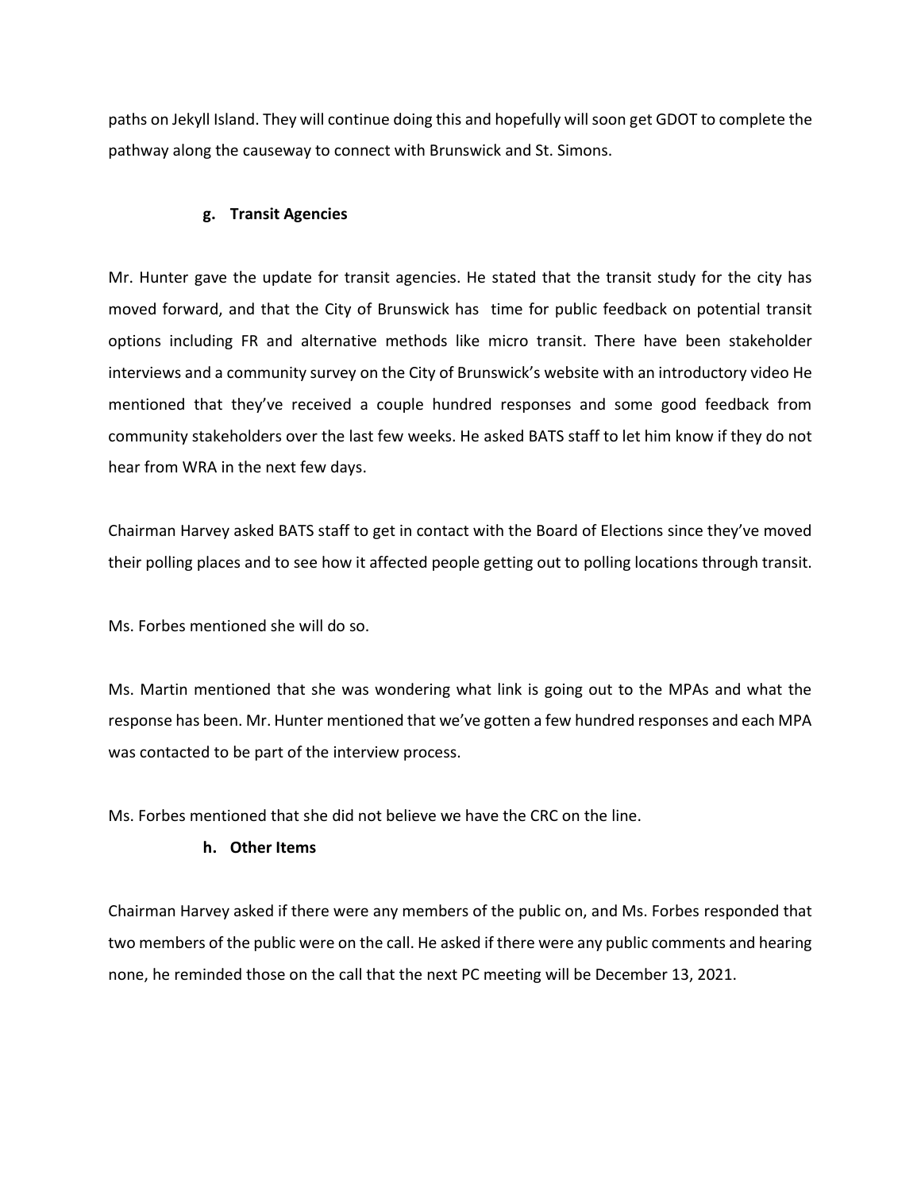paths on Jekyll Island. They will continue doing this and hopefully will soon get GDOT to complete the pathway along the causeway to connect with Brunswick and St. Simons.

**g. Transit Agencies**

Mr. Hunter gave the update for transit agencies. He stated that the transit study for the city has moved forward, and that the City of Brunswick has time for public feedback on potential transit options including FR and alternative methods like micro transit. There have been stakeholder interviews and a community survey on the City of Brunswick's website with an introductory video He mentioned that they've received a couple hundred responses and some good feedback from community stakeholders over the last few weeks. He asked BATS staff to let him know if they do not hear from WRA in the next few days.

Chairman Harvey asked BATS staff to get in contact with the Board of Elections since they've moved their polling places and to see how it affected people getting out to polling locations through transit.

Ms. Forbes mentioned she will do so.

Ms. Martin mentioned that she was wondering what link is going out to the MPAs and what the response has been. Mr. Hunter mentioned that we've gotten a few hundred responses and each MPA was contacted to be part of the interview process.

Ms. Forbes mentioned that she did not believe we have the CRC on the line.

**h. Other Items**

Chairman Harvey asked if there were any members of the public on, and Ms. Forbes responded that two members of the public were on the call. He asked if there were any public comments and hearing none, he reminded those on the call that the next PC meeting will be December 13, 2021.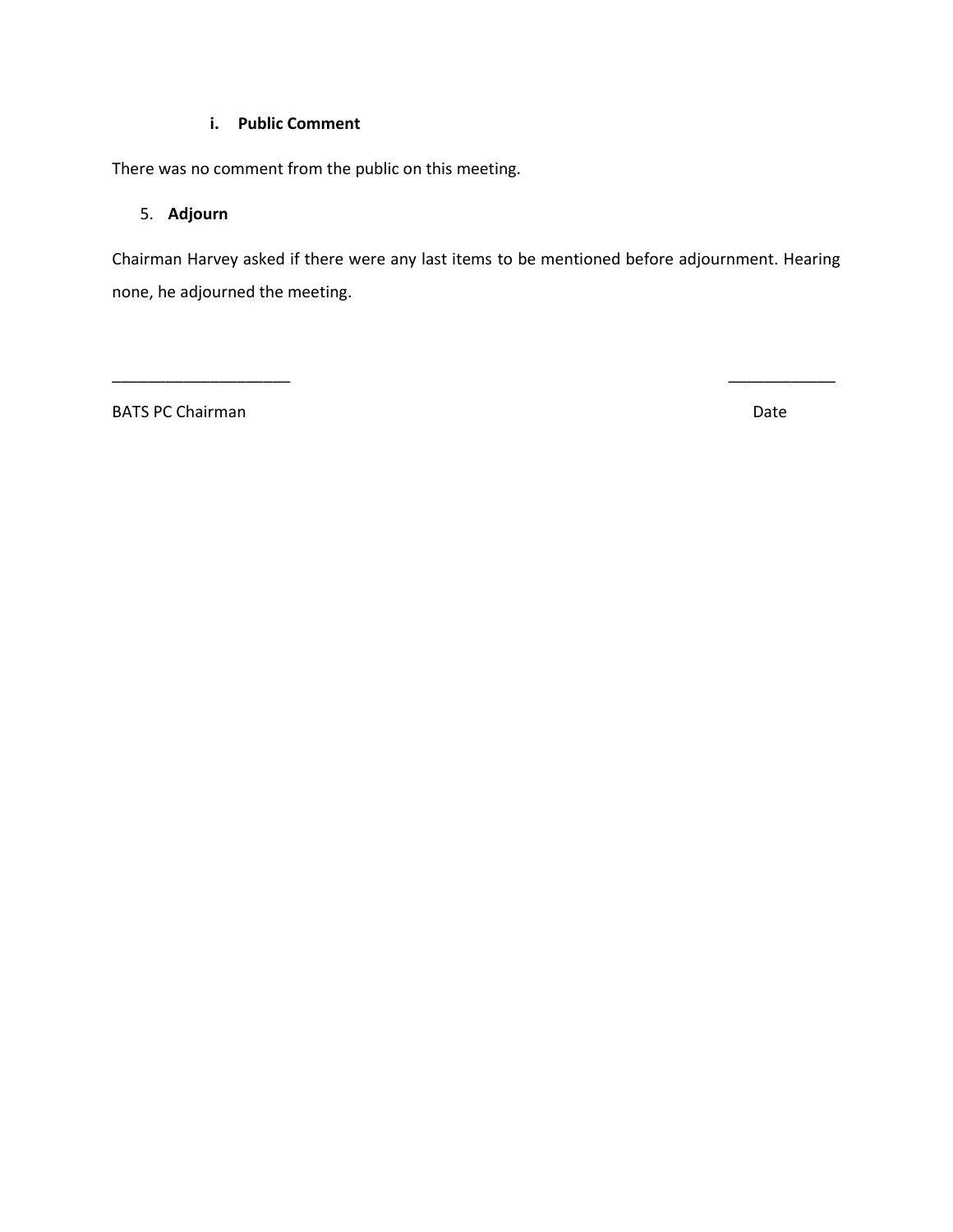#### i. Public Comment

There was no comment from the public on this meeting.

### 5. Adjourn

Chairman Harvey asked if there were any last items to be mentioned before adjournment. Hearing none, he adjourned the meeting.

____________________                                        ____________

BATS PC Chairman                                        Date